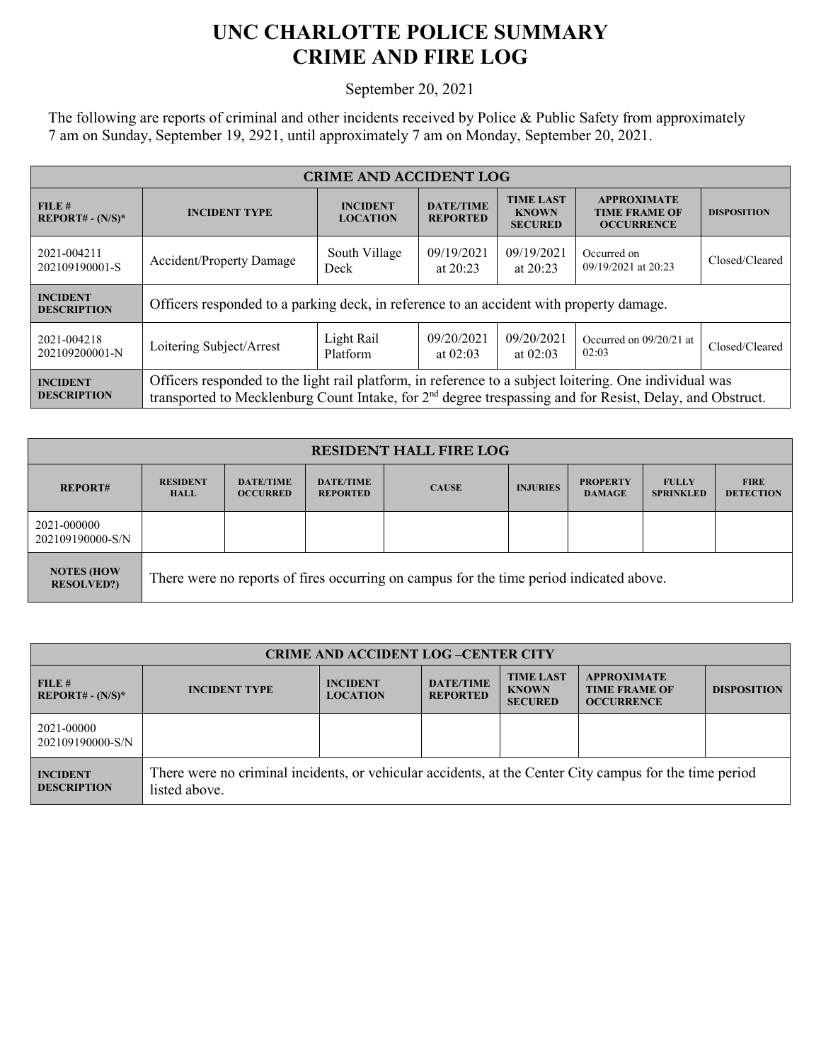# UNC CHARLOTTE POLICE SUMMARY
# CRIME AND FIRE LOG

September 20, 2021

The following are reports of criminal and other incidents received by Police & Public Safety from approximately 7 am on Sunday, September 19, 2921, until approximately 7 am on Monday, September 20, 2021.

| CRIME AND ACCIDENT LOG | | | | | | |
|---|---|---|---|---|---|---|
| **FILE # REPORT# - (N/S)*** | **INCIDENT TYPE** | **INCIDENT LOCATION** | **DATE/TIME REPORTED** | **TIME LAST KNOWN SECURED** | **APPROXIMATE TIME FRAME OF OCCURRENCE** | **DISPOSITION** |
| 2021-004211 202109190001-S | Accident/Property Damage | South Village Deck | 09/19/2021 at 20:23 | 09/19/2021 at 20:23 | Occurred on 09/19/2021 at 20:23 | Closed/Cleared |
| **INCIDENT DESCRIPTION** | Officers responded to a parking deck, in reference to an accident with property damage. | | | | | |
| 2021-004218 202109200001-N | Loitering Subject/Arrest | Light Rail Platform | 09/20/2021 at 02:03 | 09/20/2021 at 02:03 | Occurred on 09/20/21 at 02:03 | Closed/Cleared |
| **INCIDENT DESCRIPTION** | Officers responded to the light rail platform, in reference to a subject loitering. One individual was transported to Mecklenburg Count Intake, for 2nd degree trespassing and for Resist, Delay, and Obstruct. | | | | | |

| RESIDENT HALL FIRE LOG | | | | | | | | |
|---|---|---|---|---|---|---|---|---|
| **REPORT#** | **RESIDENT HALL** | **DATE/TIME OCCURRED** | **DATE/TIME REPORTED** | **CAUSE** | **INJURIES** | **PROPERTY DAMAGE** | **FULLY SPRINKLED** | **FIRE DETECTION** |
| 2021-000000 202109190000-S/N | | | | | | | | |
| **NOTES (HOW RESOLVED?)** | There were no reports of fires occurring on campus for the time period indicated above. | | | | | | | |

| CRIME AND ACCIDENT LOG –CENTER CITY | | | | | | |
|---|---|---|---|---|---|---|
| **FILE # REPORT# - (N/S)*** | **INCIDENT TYPE** | **INCIDENT LOCATION** | **DATE/TIME REPORTED** | **TIME LAST KNOWN SECURED** | **APPROXIMATE TIME FRAME OF OCCURRENCE** | **DISPOSITION** |
| 2021-00000 202109190000-S/N | | | | | | |
| **INCIDENT DESCRIPTION** | There were no criminal incidents, or vehicular accidents, at the Center City campus for the time period listed above. | | | | | |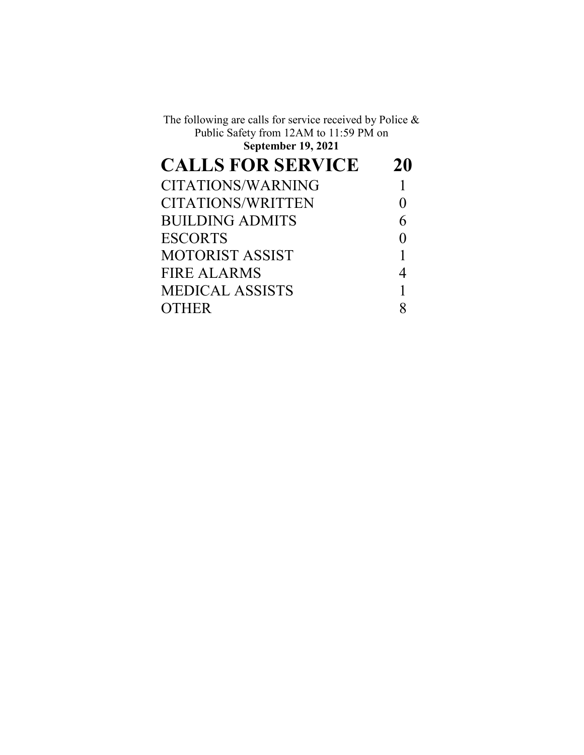The following are calls for service received by Police & Public Safety from 12AM to 11:59 PM on

**September 19, 2021**

| | |
|---|---|
| **CALLS FOR SERVICE** | **20** |
| CITATIONS/WARNING | 1 |
| CITATIONS/WRITTEN | 0 |
| BUILDING ADMITS | 6 |
| ESCORTS | 0 |
| MOTORIST ASSIST | 1 |
| FIRE ALARMS | 4 |
| MEDICAL ASSISTS | 1 |
| OTHER | 8 |